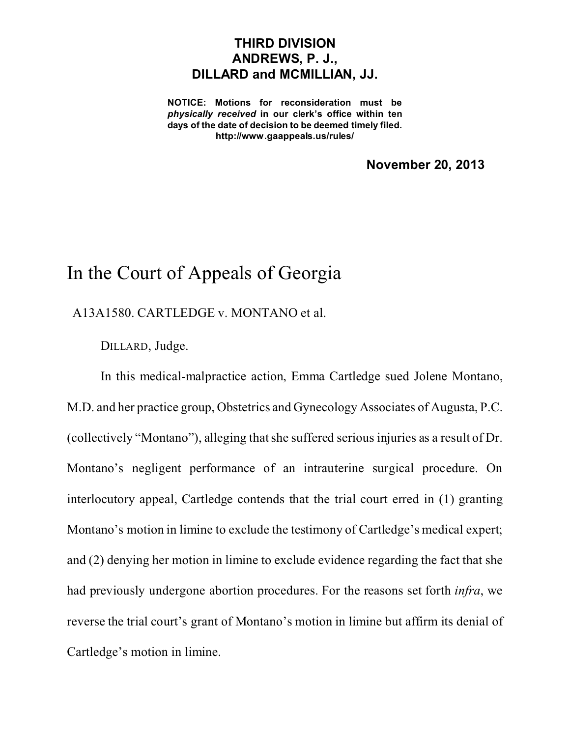**THIRD DIVISION**
**ANDREWS, P. J.,**
**DILLARD and MCMILLIAN, JJ.**

**NOTICE: Motions for reconsideration must be *physically received* in our clerk's office within ten days of the date of decision to be deemed timely filed.**
**http://www.gaappeals.us/rules/**

**November 20, 2013**

# In the Court of Appeals of Georgia

A13A1580. CARTLEDGE v. MONTANO et al.

DILLARD, Judge.

In this medical-malpractice action, Emma Cartledge sued Jolene Montano, M.D. and her practice group, Obstetrics and Gynecology Associates of Augusta, P.C. (collectively "Montano"), alleging that she suffered serious injuries as a result of Dr. Montano's negligent performance of an intrauterine surgical procedure. On interlocutory appeal, Cartledge contends that the trial court erred in (1) granting Montano's motion in limine to exclude the testimony of Cartledge's medical expert; and (2) denying her motion in limine to exclude evidence regarding the fact that she had previously undergone abortion procedures. For the reasons set forth *infra*, we reverse the trial court's grant of Montano's motion in limine but affirm its denial of Cartledge's motion in limine.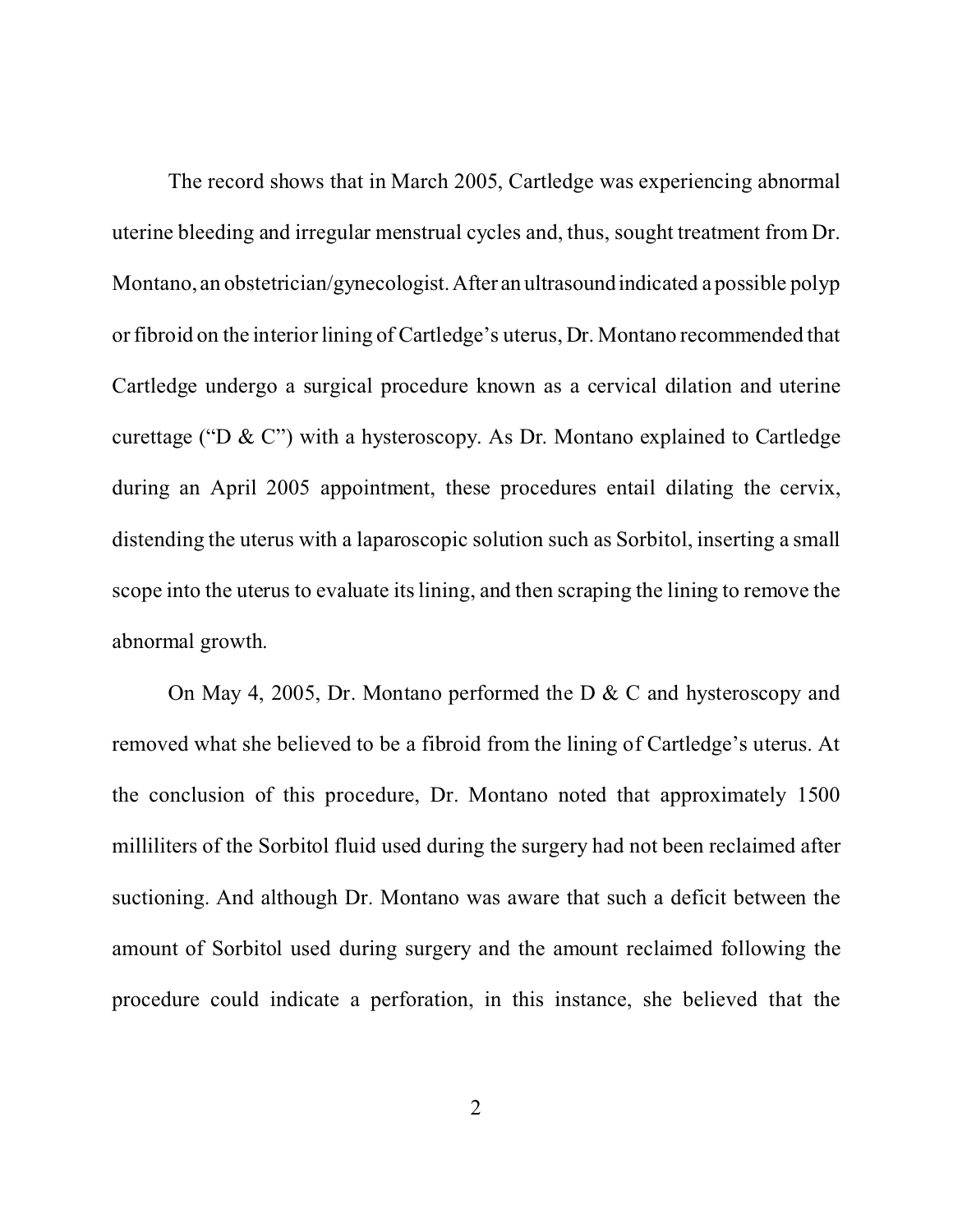The record shows that in March 2005, Cartledge was experiencing abnormal uterine bleeding and irregular menstrual cycles and, thus, sought treatment from Dr. Montano, an obstetrician/gynecologist. After an ultrasound indicated a possible polyp or fibroid on the interior lining of Cartledge's uterus, Dr. Montano recommended that Cartledge undergo a surgical procedure known as a cervical dilation and uterine curettage ("D & C") with a hysteroscopy. As Dr. Montano explained to Cartledge during an April 2005 appointment, these procedures entail dilating the cervix, distending the uterus with a laparoscopic solution such as Sorbitol, inserting a small scope into the uterus to evaluate its lining, and then scraping the lining to remove the abnormal growth.

On May 4, 2005, Dr. Montano performed the D & C and hysteroscopy and removed what she believed to be a fibroid from the lining of Cartledge's uterus. At the conclusion of this procedure, Dr. Montano noted that approximately 1500 milliliters of the Sorbitol fluid used during the surgery had not been reclaimed after suctioning. And although Dr. Montano was aware that such a deficit between the amount of Sorbitol used during surgery and the amount reclaimed following the procedure could indicate a perforation, in this instance, she believed that the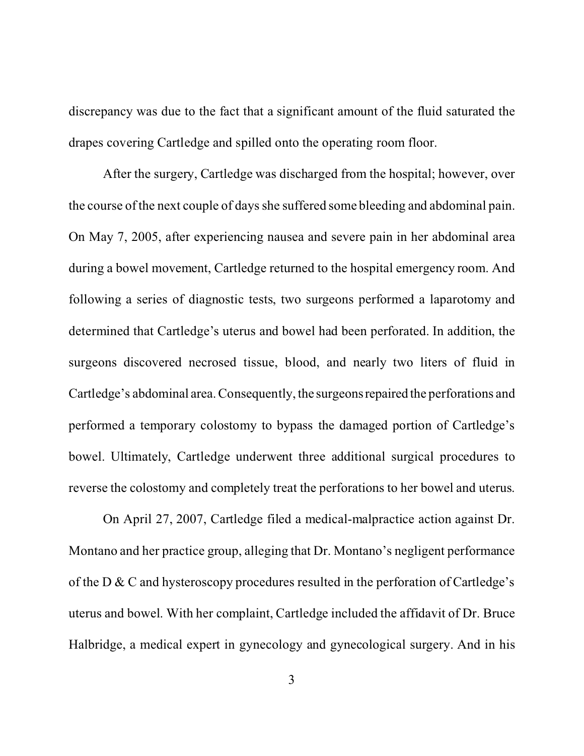discrepancy was due to the fact that a significant amount of the fluid saturated the drapes covering Cartledge and spilled onto the operating room floor.

After the surgery, Cartledge was discharged from the hospital; however, over the course of the next couple of days she suffered some bleeding and abdominal pain. On May 7, 2005, after experiencing nausea and severe pain in her abdominal area during a bowel movement, Cartledge returned to the hospital emergency room. And following a series of diagnostic tests, two surgeons performed a laparotomy and determined that Cartledge's uterus and bowel had been perforated. In addition, the surgeons discovered necrosed tissue, blood, and nearly two liters of fluid in Cartledge's abdominal area. Consequently, the surgeons repaired the perforations and performed a temporary colostomy to bypass the damaged portion of Cartledge's bowel. Ultimately, Cartledge underwent three additional surgical procedures to reverse the colostomy and completely treat the perforations to her bowel and uterus.

On April 27, 2007, Cartledge filed a medical-malpractice action against Dr. Montano and her practice group, alleging that Dr. Montano's negligent performance of the D & C and hysteroscopy procedures resulted in the perforation of Cartledge's uterus and bowel. With her complaint, Cartledge included the affidavit of Dr. Bruce Halbridge, a medical expert in gynecology and gynecological surgery. And in his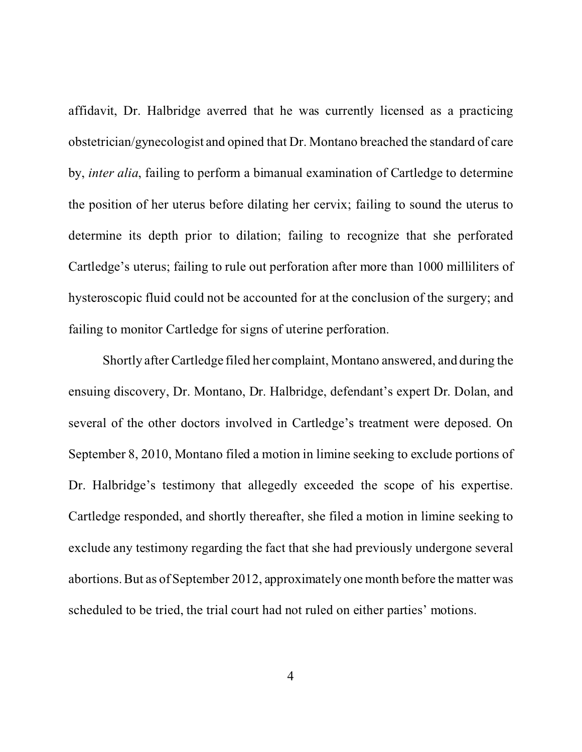affidavit, Dr. Halbridge averred that he was currently licensed as a practicing obstetrician/gynecologist and opined that Dr. Montano breached the standard of care by, *inter alia*, failing to perform a bimanual examination of Cartledge to determine the position of her uterus before dilating her cervix; failing to sound the uterus to determine its depth prior to dilation; failing to recognize that she perforated Cartledge's uterus; failing to rule out perforation after more than 1000 milliliters of hysteroscopic fluid could not be accounted for at the conclusion of the surgery; and failing to monitor Cartledge for signs of uterine perforation.

Shortly after Cartledge filed her complaint, Montano answered, and during the ensuing discovery, Dr. Montano, Dr. Halbridge, defendant's expert Dr. Dolan, and several of the other doctors involved in Cartledge's treatment were deposed. On September 8, 2010, Montano filed a motion in limine seeking to exclude portions of Dr. Halbridge's testimony that allegedly exceeded the scope of his expertise. Cartledge responded, and shortly thereafter, she filed a motion in limine seeking to exclude any testimony regarding the fact that she had previously undergone several abortions. But as of September 2012, approximately one month before the matter was scheduled to be tried, the trial court had not ruled on either parties' motions.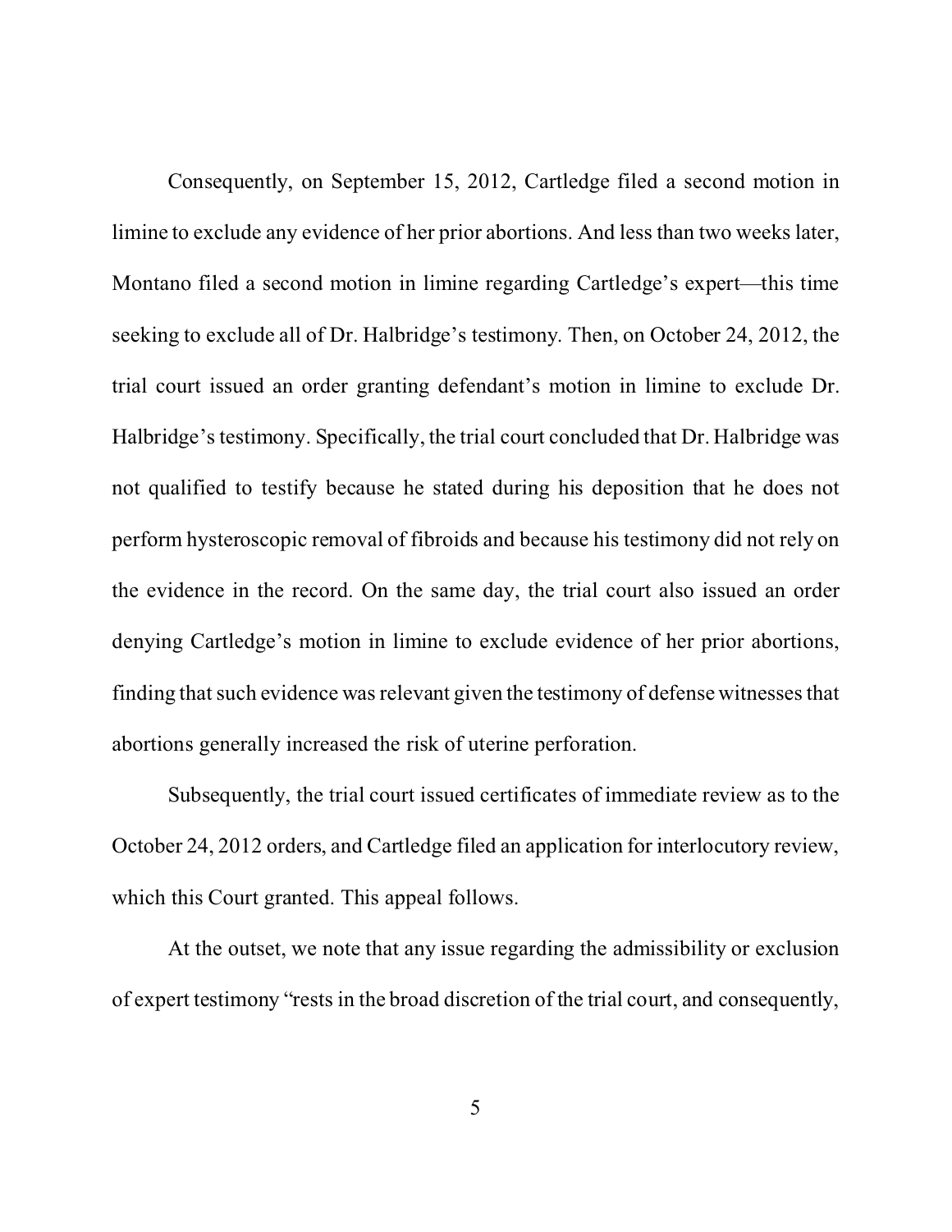Consequently, on September 15, 2012, Cartledge filed a second motion in limine to exclude any evidence of her prior abortions. And less than two weeks later, Montano filed a second motion in limine regarding Cartledge's expert—this time seeking to exclude all of Dr. Halbridge's testimony. Then, on October 24, 2012, the trial court issued an order granting defendant's motion in limine to exclude Dr. Halbridge's testimony. Specifically, the trial court concluded that Dr. Halbridge was not qualified to testify because he stated during his deposition that he does not perform hysteroscopic removal of fibroids and because his testimony did not rely on the evidence in the record. On the same day, the trial court also issued an order denying Cartledge's motion in limine to exclude evidence of her prior abortions, finding that such evidence was relevant given the testimony of defense witnesses that abortions generally increased the risk of uterine perforation.

Subsequently, the trial court issued certificates of immediate review as to the October 24, 2012 orders, and Cartledge filed an application for interlocutory review, which this Court granted. This appeal follows.

At the outset, we note that any issue regarding the admissibility or exclusion of expert testimony "rests in the broad discretion of the trial court, and consequently,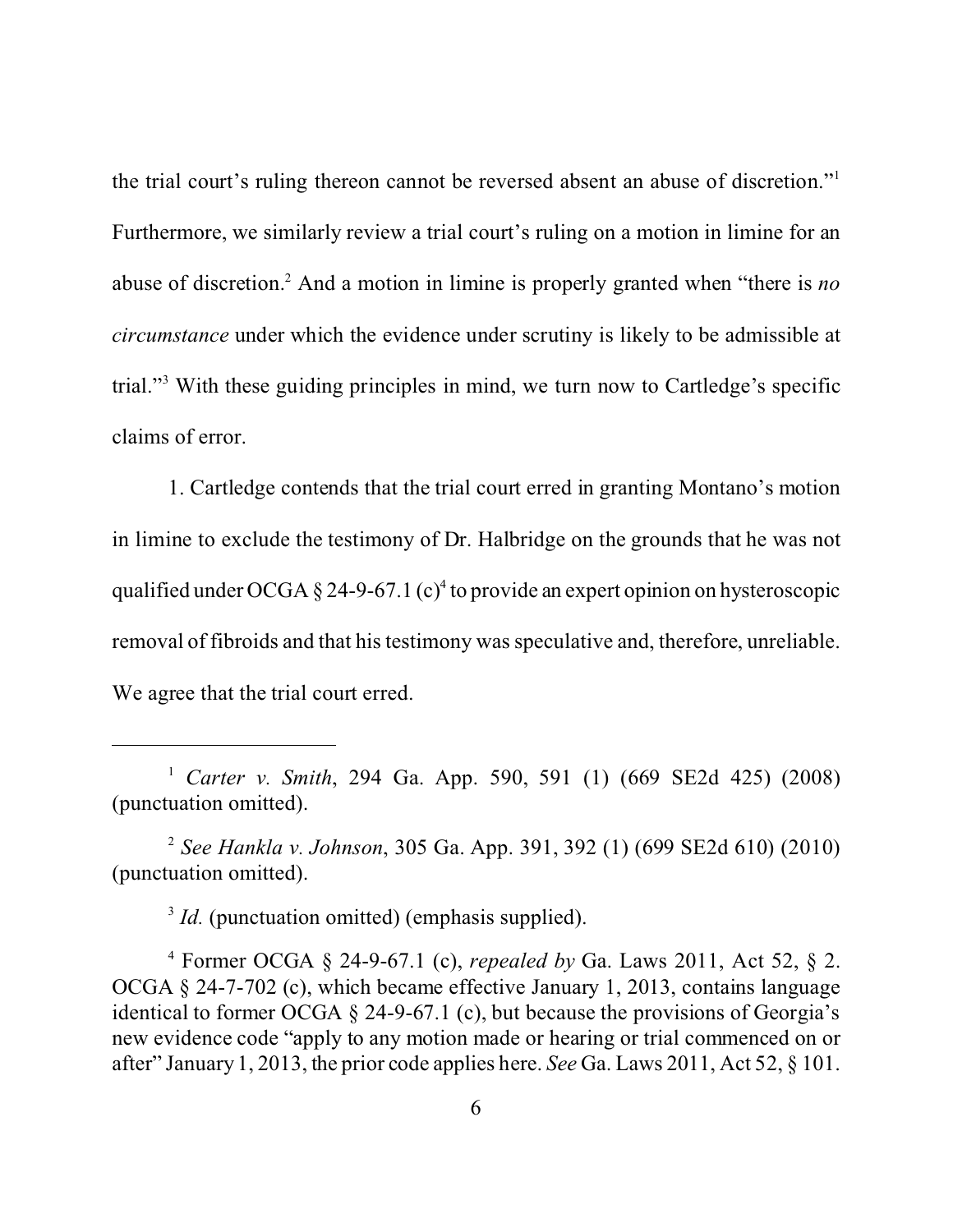the trial court's ruling thereon cannot be reversed absent an abuse of discretion."[1] Furthermore, we similarly review a trial court's ruling on a motion in limine for an abuse of discretion.[2] And a motion in limine is properly granted when "there is *no circumstance* under which the evidence under scrutiny is likely to be admissible at trial."[3] With these guiding principles in mind, we turn now to Cartledge's specific claims of error.

1. Cartledge contends that the trial court erred in granting Montano's motion in limine to exclude the testimony of Dr. Halbridge on the grounds that he was not qualified under OCGA § 24-9-67.1 (c)[4] to provide an expert opinion on hysteroscopic removal of fibroids and that his testimony was speculative and, therefore, unreliable. We agree that the trial court erred.

---

[1] *Carter v. Smith*, 294 Ga. App. 590, 591 (1) (669 SE2d 425) (2008) (punctuation omitted).

[2] *See Hankla v. Johnson*, 305 Ga. App. 391, 392 (1) (699 SE2d 610) (2010) (punctuation omitted).

[3] *Id.* (punctuation omitted) (emphasis supplied).

[4] Former OCGA § 24-9-67.1 (c), *repealed by* Ga. Laws 2011, Act 52, § 2. OCGA § 24-7-702 (c), which became effective January 1, 2013, contains language identical to former OCGA § 24-9-67.1 (c), but because the provisions of Georgia's new evidence code "apply to any motion made or hearing or trial commenced on or after" January 1, 2013, the prior code applies here. *See* Ga. Laws 2011, Act 52, § 101.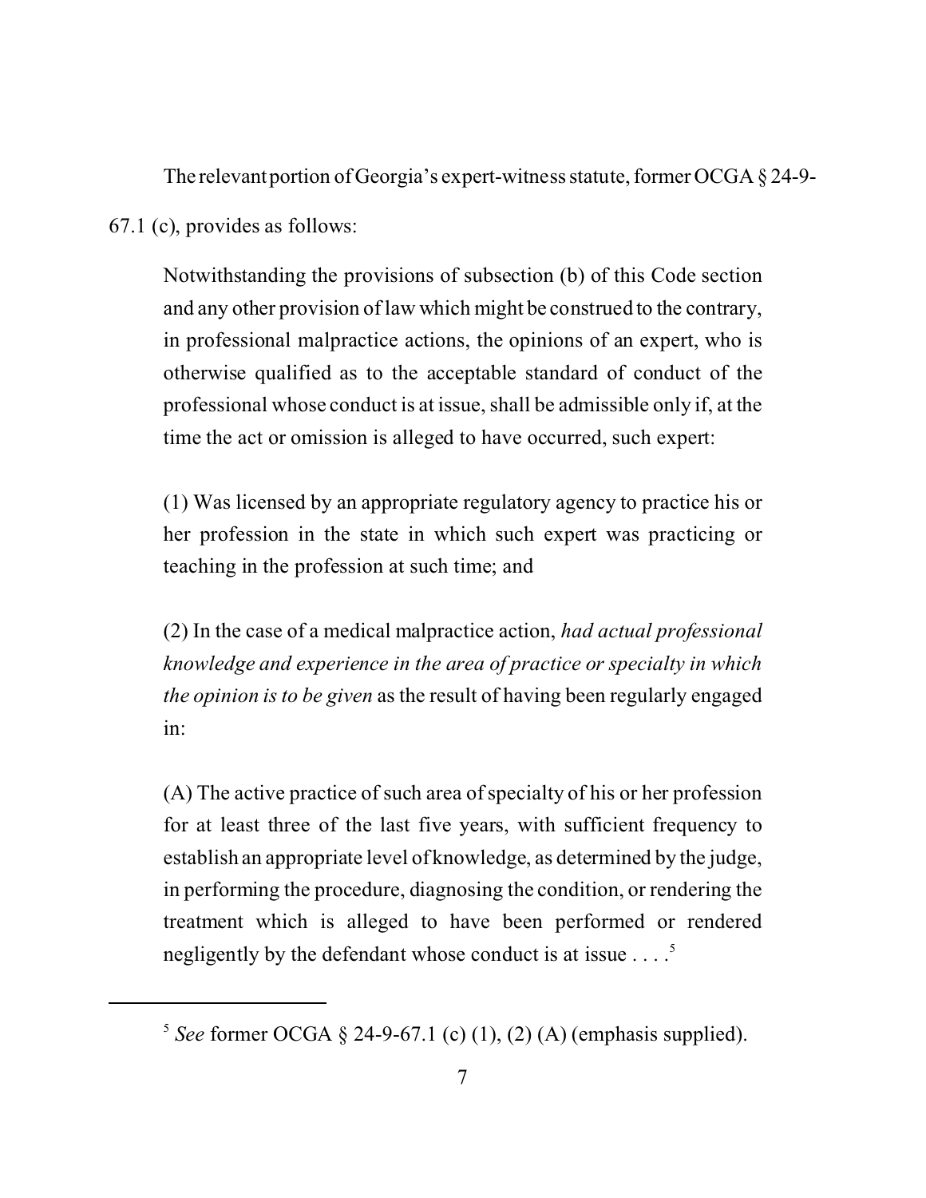The relevant portion of Georgia's expert-witness statute, former OCGA § 24-9-67.1 (c), provides as follows:

> Notwithstanding the provisions of subsection (b) of this Code section and any other provision of law which might be construed to the contrary, in professional malpractice actions, the opinions of an expert, who is otherwise qualified as to the acceptable standard of conduct of the professional whose conduct is at issue, shall be admissible only if, at the time the act or omission is alleged to have occurred, such expert:
>
> (1) Was licensed by an appropriate regulatory agency to practice his or her profession in the state in which such expert was practicing or teaching in the profession at such time; and
>
> (2) In the case of a medical malpractice action, *had actual professional knowledge and experience in the area of practice or specialty in which the opinion is to be given* as the result of having been regularly engaged in:
>
> (A) The active practice of such area of specialty of his or her profession for at least three of the last five years, with sufficient frequency to establish an appropriate level of knowledge, as determined by the judge, in performing the procedure, diagnosing the condition, or rendering the treatment which is alleged to have been performed or rendered negligently by the defendant whose conduct is at issue . . . .[5]

---

[5] *See* former OCGA § 24-9-67.1 (c) (1), (2) (A) (emphasis supplied).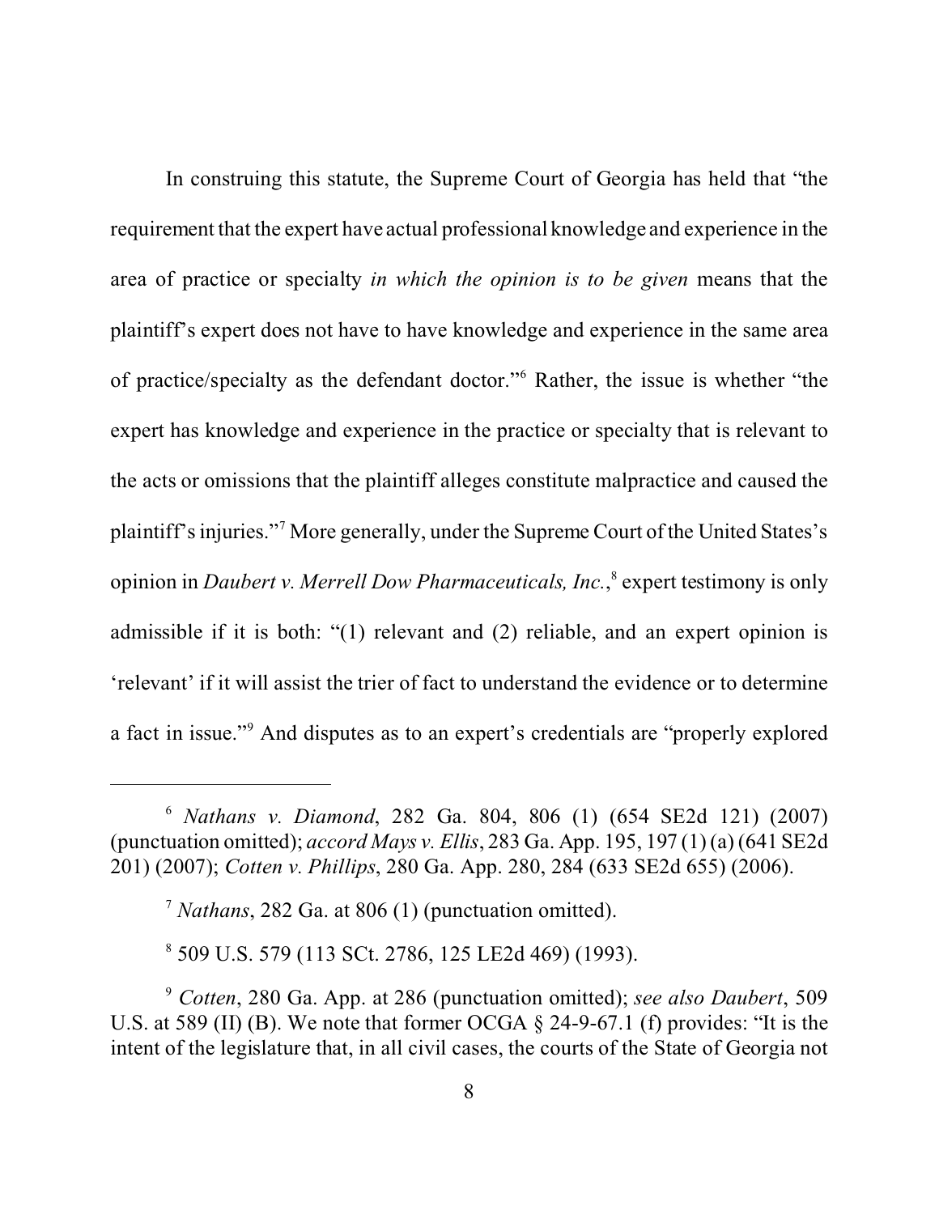In construing this statute, the Supreme Court of Georgia has held that "the requirement that the expert have actual professional knowledge and experience in the area of practice or specialty *in which the opinion is to be given* means that the plaintiff's expert does not have to have knowledge and experience in the same area of practice/specialty as the defendant doctor."[6] Rather, the issue is whether "the expert has knowledge and experience in the practice or specialty that is relevant to the acts or omissions that the plaintiff alleges constitute malpractice and caused the plaintiff's injuries."[7] More generally, under the Supreme Court of the United States's opinion in *Daubert v. Merrell Dow Pharmaceuticals, Inc.*,[8] expert testimony is only admissible if it is both: "(1) relevant and (2) reliable, and an expert opinion is 'relevant' if it will assist the trier of fact to understand the evidence or to determine a fact in issue."[9] And disputes as to an expert's credentials are "properly explored

---

[6] *Nathans v. Diamond*, 282 Ga. 804, 806 (1) (654 SE2d 121) (2007) (punctuation omitted); *accord Mays v. Ellis*, 283 Ga. App. 195, 197 (1) (a) (641 SE2d 201) (2007); *Cotten v. Phillips*, 280 Ga. App. 280, 284 (633 SE2d 655) (2006).

[7] *Nathans*, 282 Ga. at 806 (1) (punctuation omitted).

[8] 509 U.S. 579 (113 SCt. 2786, 125 LE2d 469) (1993).

[9] *Cotten*, 280 Ga. App. at 286 (punctuation omitted); *see also Daubert*, 509 U.S. at 589 (II) (B). We note that former OCGA § 24-9-67.1 (f) provides: "It is the intent of the legislature that, in all civil cases, the courts of the State of Georgia not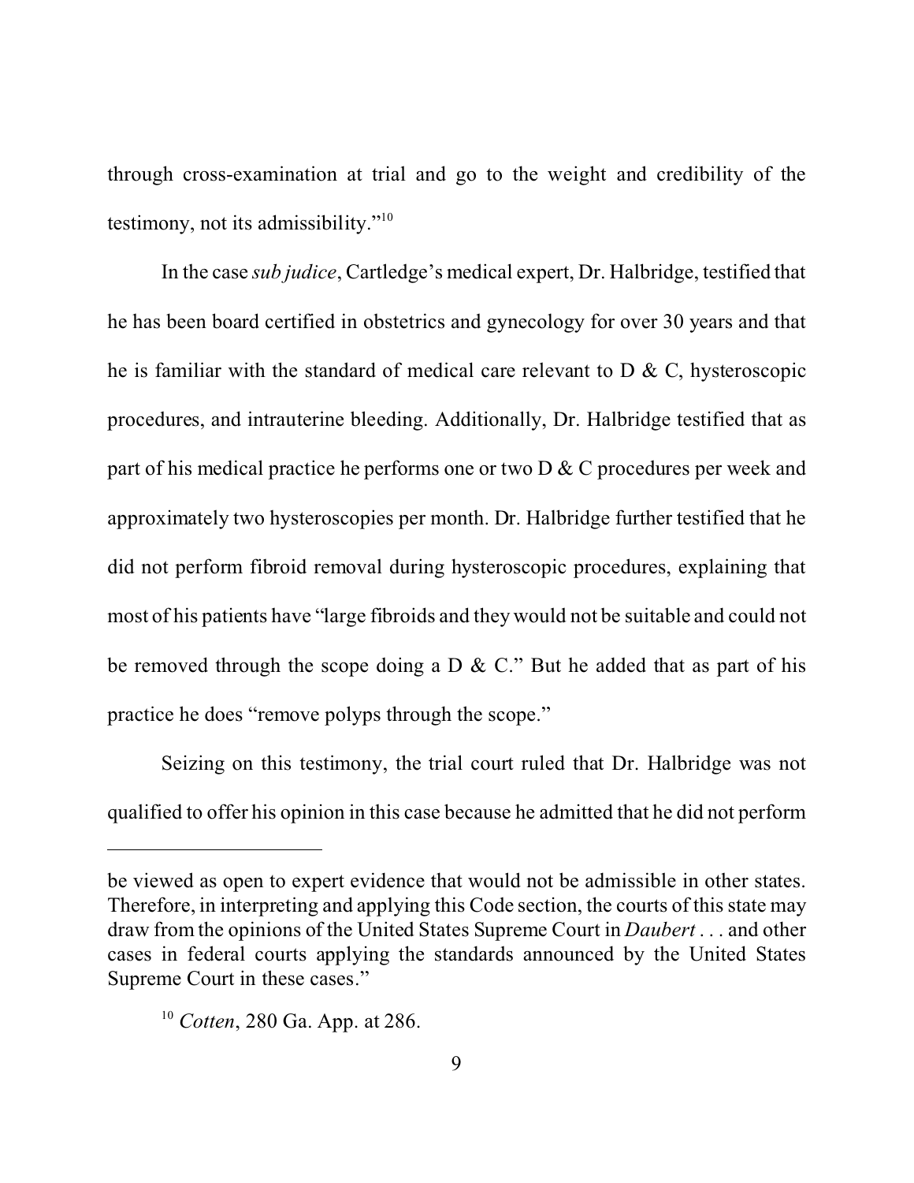through cross-examination at trial and go to the weight and credibility of the testimony, not its admissibility."[10]

In the case *sub judice*, Cartledge's medical expert, Dr. Halbridge, testified that he has been board certified in obstetrics and gynecology for over 30 years and that he is familiar with the standard of medical care relevant to D & C, hysteroscopic procedures, and intrauterine bleeding. Additionally, Dr. Halbridge testified that as part of his medical practice he performs one or two D & C procedures per week and approximately two hysteroscopies per month. Dr. Halbridge further testified that he did not perform fibroid removal during hysteroscopic procedures, explaining that most of his patients have "large fibroids and they would not be suitable and could not be removed through the scope doing a D & C." But he added that as part of his practice he does "remove polyps through the scope."

Seizing on this testimony, the trial court ruled that Dr. Halbridge was not qualified to offer his opinion in this case because he admitted that he did not perform

---

be viewed as open to expert evidence that would not be admissible in other states. Therefore, in interpreting and applying this Code section, the courts of this state may draw from the opinions of the United States Supreme Court in *Daubert* . . . and other cases in federal courts applying the standards announced by the United States Supreme Court in these cases."

[10] *Cotten*, 280 Ga. App. at 286.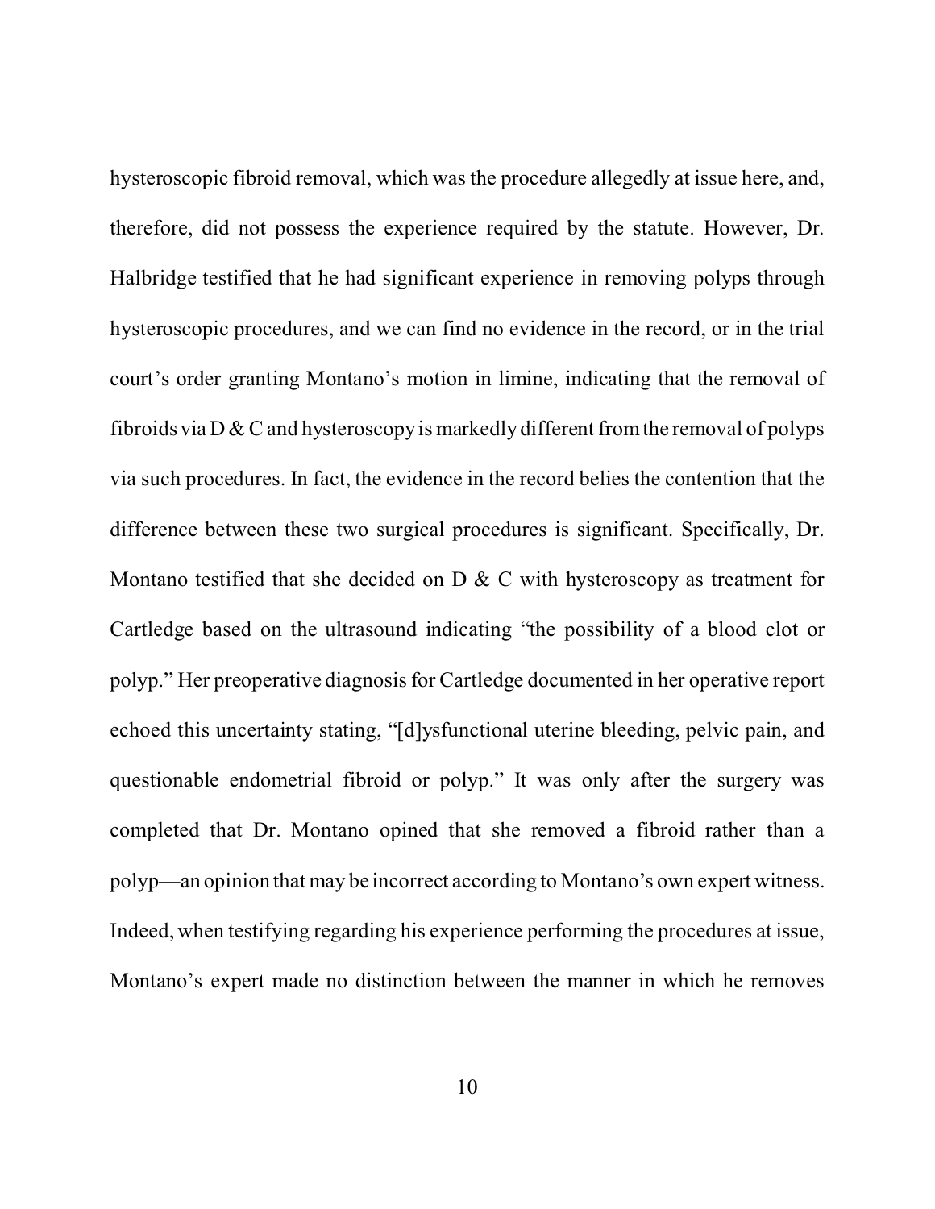hysteroscopic fibroid removal, which was the procedure allegedly at issue here, and, therefore, did not possess the experience required by the statute. However, Dr. Halbridge testified that he had significant experience in removing polyps through hysteroscopic procedures, and we can find no evidence in the record, or in the trial court's order granting Montano's motion in limine, indicating that the removal of fibroids via D & C and hysteroscopy is markedly different from the removal of polyps via such procedures. In fact, the evidence in the record belies the contention that the difference between these two surgical procedures is significant. Specifically, Dr. Montano testified that she decided on D & C with hysteroscopy as treatment for Cartledge based on the ultrasound indicating "the possibility of a blood clot or polyp." Her preoperative diagnosis for Cartledge documented in her operative report echoed this uncertainty stating, "[d]ysfunctional uterine bleeding, pelvic pain, and questionable endometrial fibroid or polyp." It was only after the surgery was completed that Dr. Montano opined that she removed a fibroid rather than a polyp—an opinion that may be incorrect according to Montano's own expert witness. Indeed, when testifying regarding his experience performing the procedures at issue, Montano's expert made no distinction between the manner in which he removes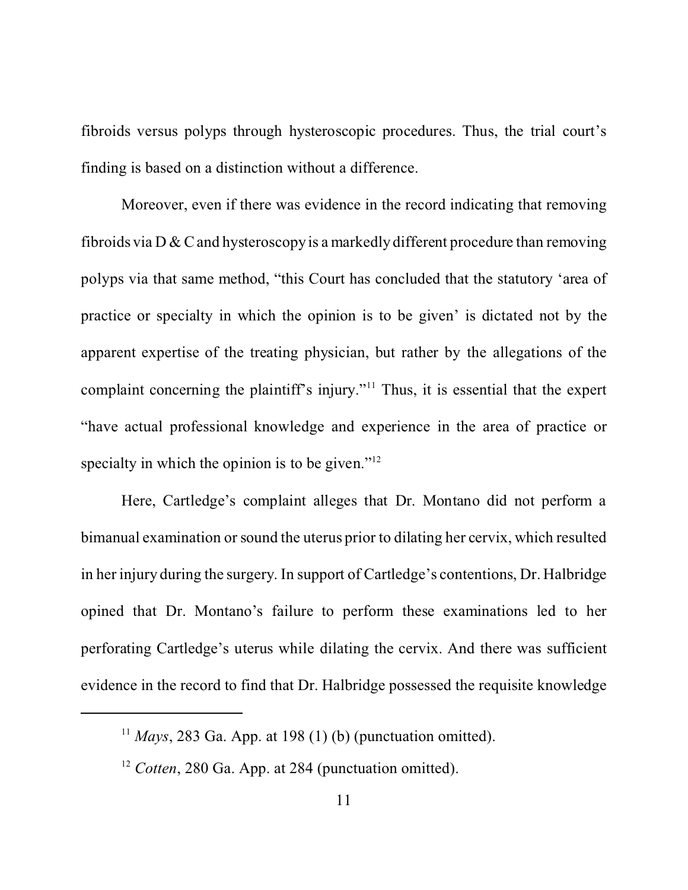fibroids versus polyps through hysteroscopic procedures. Thus, the trial court's finding is based on a distinction without a difference.

Moreover, even if there was evidence in the record indicating that removing fibroids via D & C and hysteroscopy is a markedly different procedure than removing polyps via that same method, "this Court has concluded that the statutory 'area of practice or specialty in which the opinion is to be given' is dictated not by the apparent expertise of the treating physician, but rather by the allegations of the complaint concerning the plaintiff's injury."[11] Thus, it is essential that the expert "have actual professional knowledge and experience in the area of practice or specialty in which the opinion is to be given."[12]

Here, Cartledge's complaint alleges that Dr. Montano did not perform a bimanual examination or sound the uterus prior to dilating her cervix, which resulted in her injury during the surgery. In support of Cartledge's contentions, Dr. Halbridge opined that Dr. Montano's failure to perform these examinations led to her perforating Cartledge's uterus while dilating the cervix. And there was sufficient evidence in the record to find that Dr. Halbridge possessed the requisite knowledge

---

[11] *Mays*, 283 Ga. App. at 198 (1) (b) (punctuation omitted).

[12] *Cotten*, 280 Ga. App. at 284 (punctuation omitted).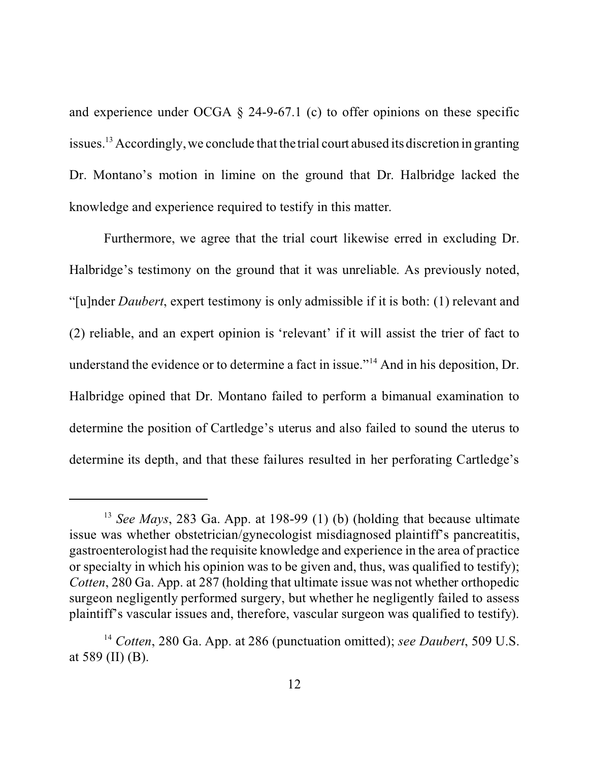and experience under OCGA § 24-9-67.1 (c) to offer opinions on these specific issues.[13] Accordingly, we conclude that the trial court abused its discretion in granting Dr. Montano's motion in limine on the ground that Dr. Halbridge lacked the knowledge and experience required to testify in this matter.

Furthermore, we agree that the trial court likewise erred in excluding Dr. Halbridge's testimony on the ground that it was unreliable. As previously noted, "[u]nder *Daubert*, expert testimony is only admissible if it is both: (1) relevant and (2) reliable, and an expert opinion is 'relevant' if it will assist the trier of fact to understand the evidence or to determine a fact in issue."[14] And in his deposition, Dr. Halbridge opined that Dr. Montano failed to perform a bimanual examination to determine the position of Cartledge's uterus and also failed to sound the uterus to determine its depth, and that these failures resulted in her perforating Cartledge's

---

[13] *See Mays*, 283 Ga. App. at 198-99 (1) (b) (holding that because ultimate issue was whether obstetrician/gynecologist misdiagnosed plaintiff's pancreatitis, gastroenterologist had the requisite knowledge and experience in the area of practice or specialty in which his opinion was to be given and, thus, was qualified to testify); *Cotten*, 280 Ga. App. at 287 (holding that ultimate issue was not whether orthopedic surgeon negligently performed surgery, but whether he negligently failed to assess plaintiff's vascular issues and, therefore, vascular surgeon was qualified to testify).

[14] *Cotten*, 280 Ga. App. at 286 (punctuation omitted); *see Daubert*, 509 U.S. at 589 (II) (B).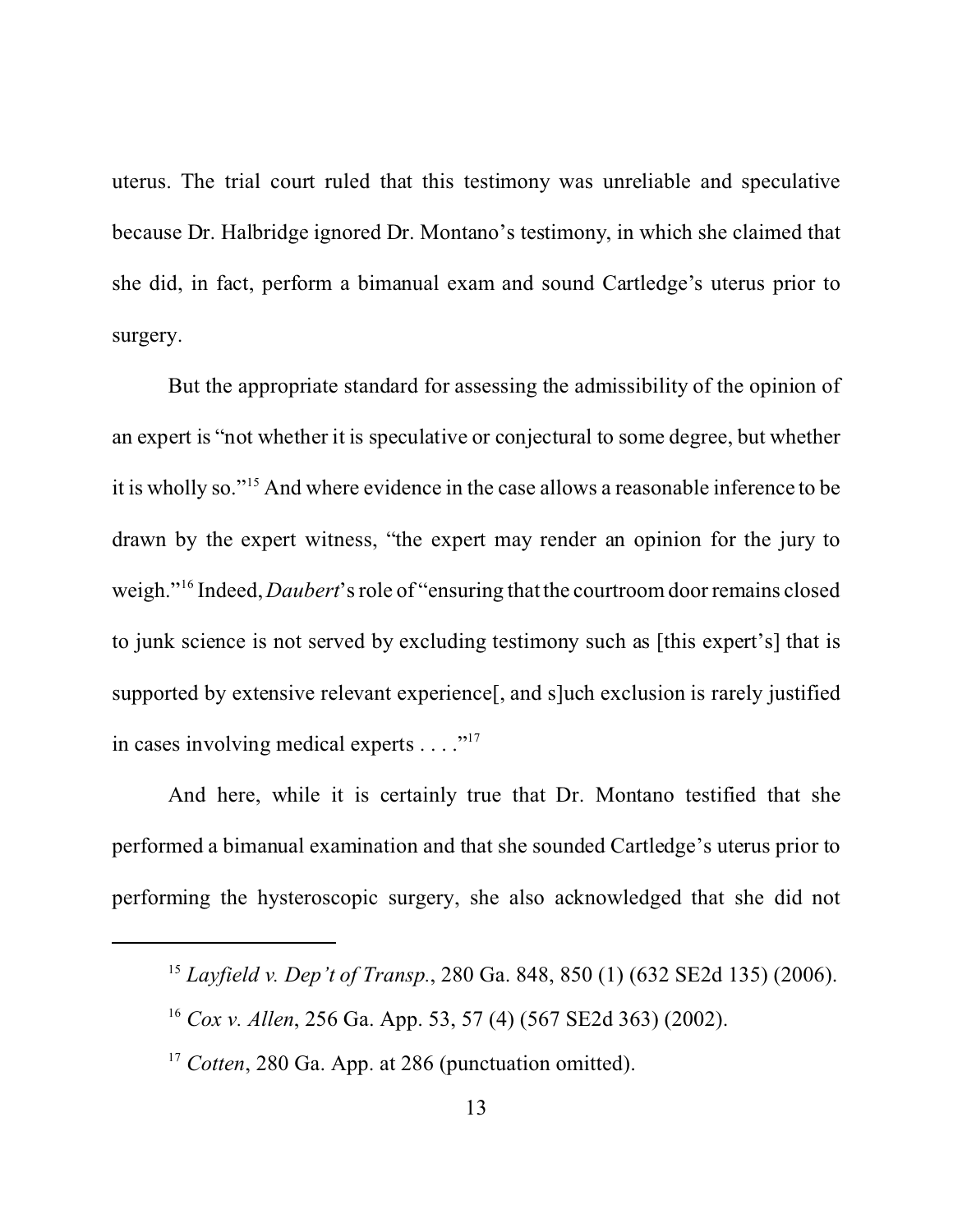uterus. The trial court ruled that this testimony was unreliable and speculative because Dr. Halbridge ignored Dr. Montano's testimony, in which she claimed that she did, in fact, perform a bimanual exam and sound Cartledge's uterus prior to surgery.

But the appropriate standard for assessing the admissibility of the opinion of an expert is "not whether it is speculative or conjectural to some degree, but whether it is wholly so."[15] And where evidence in the case allows a reasonable inference to be drawn by the expert witness, "the expert may render an opinion for the jury to weigh."[16] Indeed, *Daubert*'s role of "ensuring that the courtroom door remains closed to junk science is not served by excluding testimony such as [this expert's] that is supported by extensive relevant experience[, and s]uch exclusion is rarely justified in cases involving medical experts . . . ."[17]

And here, while it is certainly true that Dr. Montano testified that she performed a bimanual examination and that she sounded Cartledge's uterus prior to performing the hysteroscopic surgery, she also acknowledged that she did not

---

[15] *Layfield v. Dep't of Transp.*, 280 Ga. 848, 850 (1) (632 SE2d 135) (2006).

[16] *Cox v. Allen*, 256 Ga. App. 53, 57 (4) (567 SE2d 363) (2002).

[17] *Cotten*, 280 Ga. App. at 286 (punctuation omitted).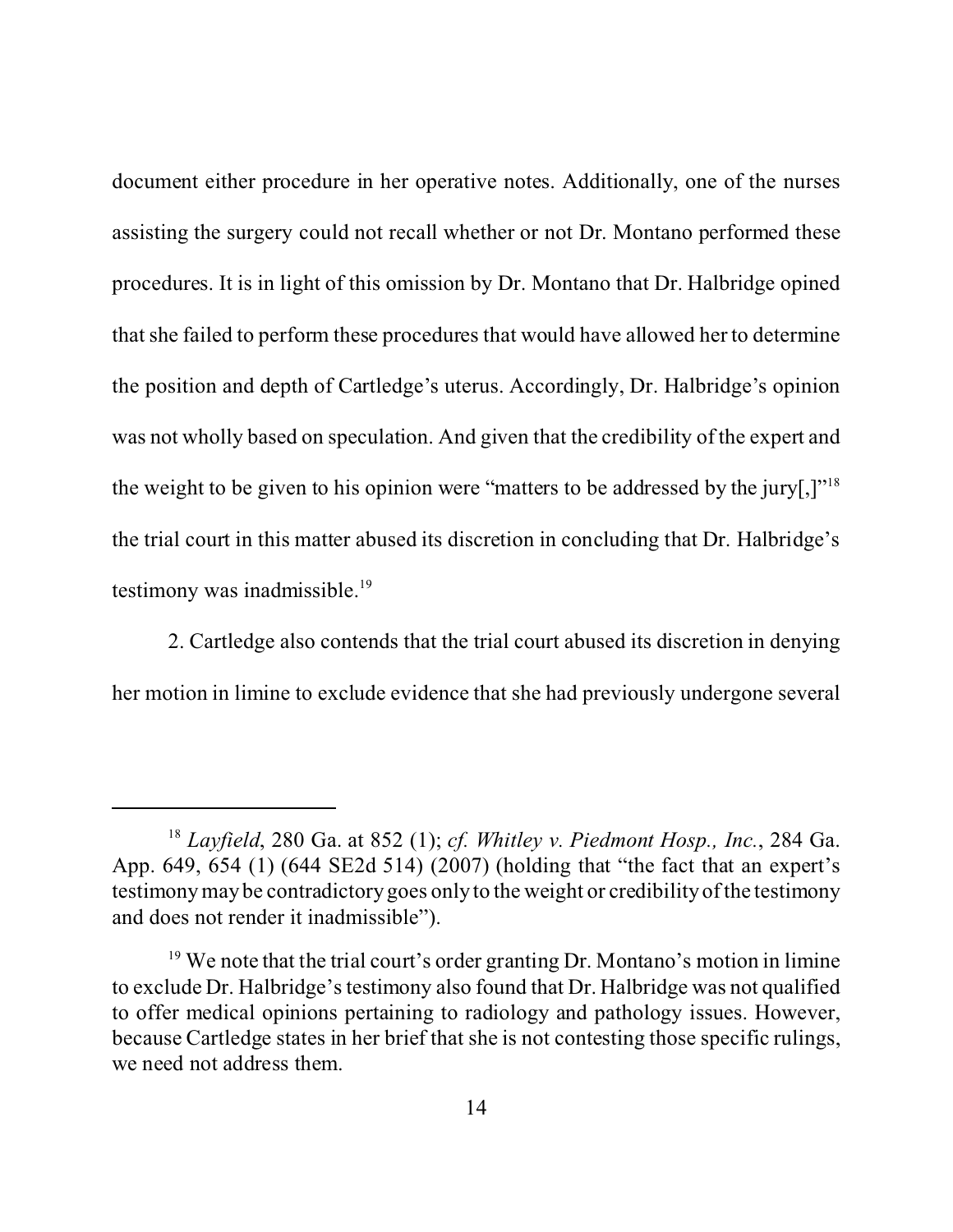document either procedure in her operative notes. Additionally, one of the nurses assisting the surgery could not recall whether or not Dr. Montano performed these procedures. It is in light of this omission by Dr. Montano that Dr. Halbridge opined that she failed to perform these procedures that would have allowed her to determine the position and depth of Cartledge's uterus. Accordingly, Dr. Halbridge's opinion was not wholly based on speculation. And given that the credibility of the expert and the weight to be given to his opinion were "matters to be addressed by the jury[,]"[18] the trial court in this matter abused its discretion in concluding that Dr. Halbridge's testimony was inadmissible.[19]

2. Cartledge also contends that the trial court abused its discretion in denying her motion in limine to exclude evidence that she had previously undergone several

---

[18] *Layfield*, 280 Ga. at 852 (1); *cf. Whitley v. Piedmont Hosp., Inc.*, 284 Ga. App. 649, 654 (1) (644 SE2d 514) (2007) (holding that "the fact that an expert's testimony may be contradictory goes only to the weight or credibility of the testimony and does not render it inadmissible").

[19] We note that the trial court's order granting Dr. Montano's motion in limine to exclude Dr. Halbridge's testimony also found that Dr. Halbridge was not qualified to offer medical opinions pertaining to radiology and pathology issues. However, because Cartledge states in her brief that she is not contesting those specific rulings, we need not address them.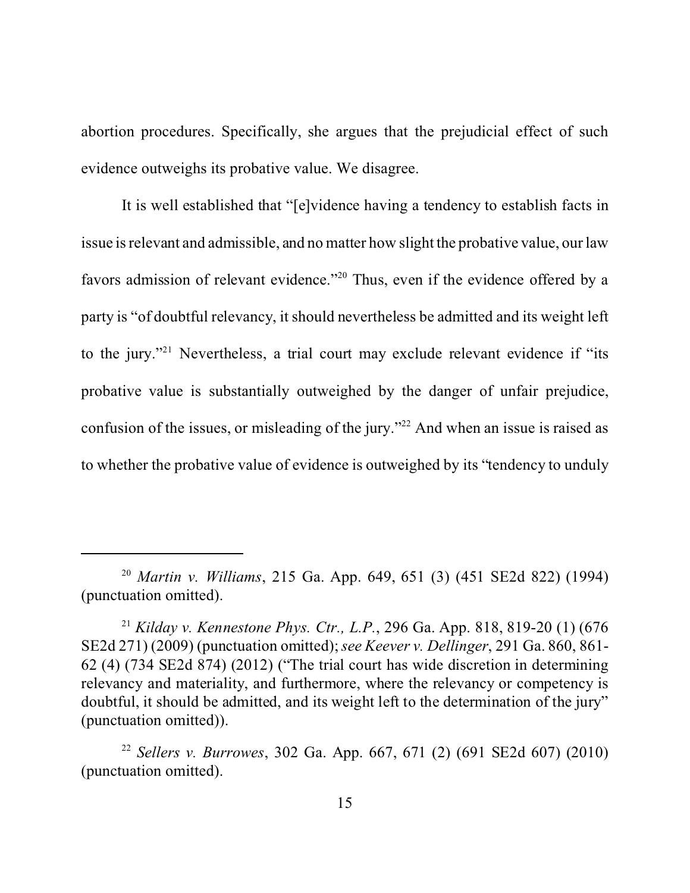abortion procedures. Specifically, she argues that the prejudicial effect of such evidence outweighs its probative value. We disagree.

It is well established that "[e]vidence having a tendency to establish facts in issue is relevant and admissible, and no matter how slight the probative value, our law favors admission of relevant evidence."[20] Thus, even if the evidence offered by a party is "of doubtful relevancy, it should nevertheless be admitted and its weight left to the jury."[21] Nevertheless, a trial court may exclude relevant evidence if "its probative value is substantially outweighed by the danger of unfair prejudice, confusion of the issues, or misleading of the jury."[22] And when an issue is raised as to whether the probative value of evidence is outweighed by its "tendency to unduly

---

[20] *Martin v. Williams*, 215 Ga. App. 649, 651 (3) (451 SE2d 822) (1994) (punctuation omitted).

[21] *Kilday v. Kennestone Phys. Ctr., L.P.*, 296 Ga. App. 818, 819-20 (1) (676 SE2d 271) (2009) (punctuation omitted); *see Keever v. Dellinger*, 291 Ga. 860, 861-62 (4) (734 SE2d 874) (2012) ("The trial court has wide discretion in determining relevancy and materiality, and furthermore, where the relevancy or competency is doubtful, it should be admitted, and its weight left to the determination of the jury" (punctuation omitted)).

[22] *Sellers v. Burrowes*, 302 Ga. App. 667, 671 (2) (691 SE2d 607) (2010) (punctuation omitted).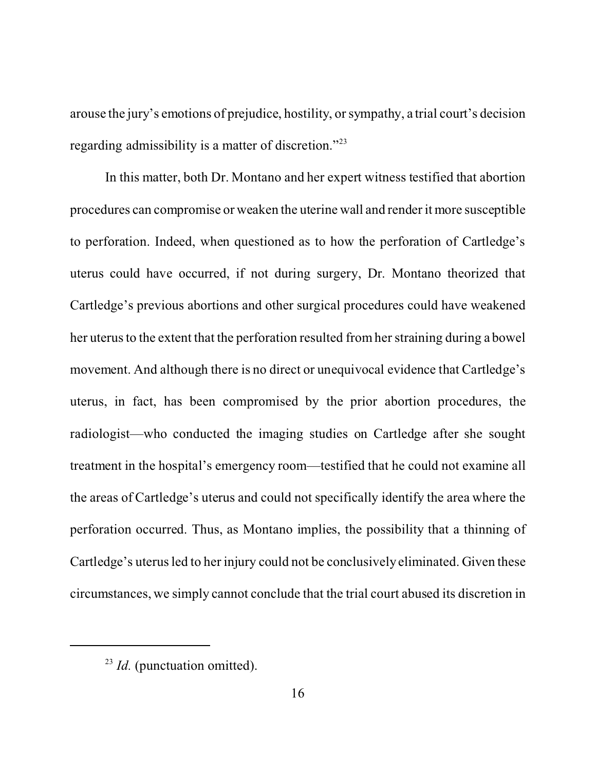arouse the jury's emotions of prejudice, hostility, or sympathy, a trial court's decision regarding admissibility is a matter of discretion."[23]

In this matter, both Dr. Montano and her expert witness testified that abortion procedures can compromise or weaken the uterine wall and render it more susceptible to perforation. Indeed, when questioned as to how the perforation of Cartledge's uterus could have occurred, if not during surgery, Dr. Montano theorized that Cartledge's previous abortions and other surgical procedures could have weakened her uterus to the extent that the perforation resulted from her straining during a bowel movement. And although there is no direct or unequivocal evidence that Cartledge's uterus, in fact, has been compromised by the prior abortion procedures, the radiologist—who conducted the imaging studies on Cartledge after she sought treatment in the hospital's emergency room—testified that he could not examine all the areas of Cartledge's uterus and could not specifically identify the area where the perforation occurred. Thus, as Montano implies, the possibility that a thinning of Cartledge's uterus led to her injury could not be conclusively eliminated. Given these circumstances, we simply cannot conclude that the trial court abused its discretion in

---

[23] *Id.* (punctuation omitted).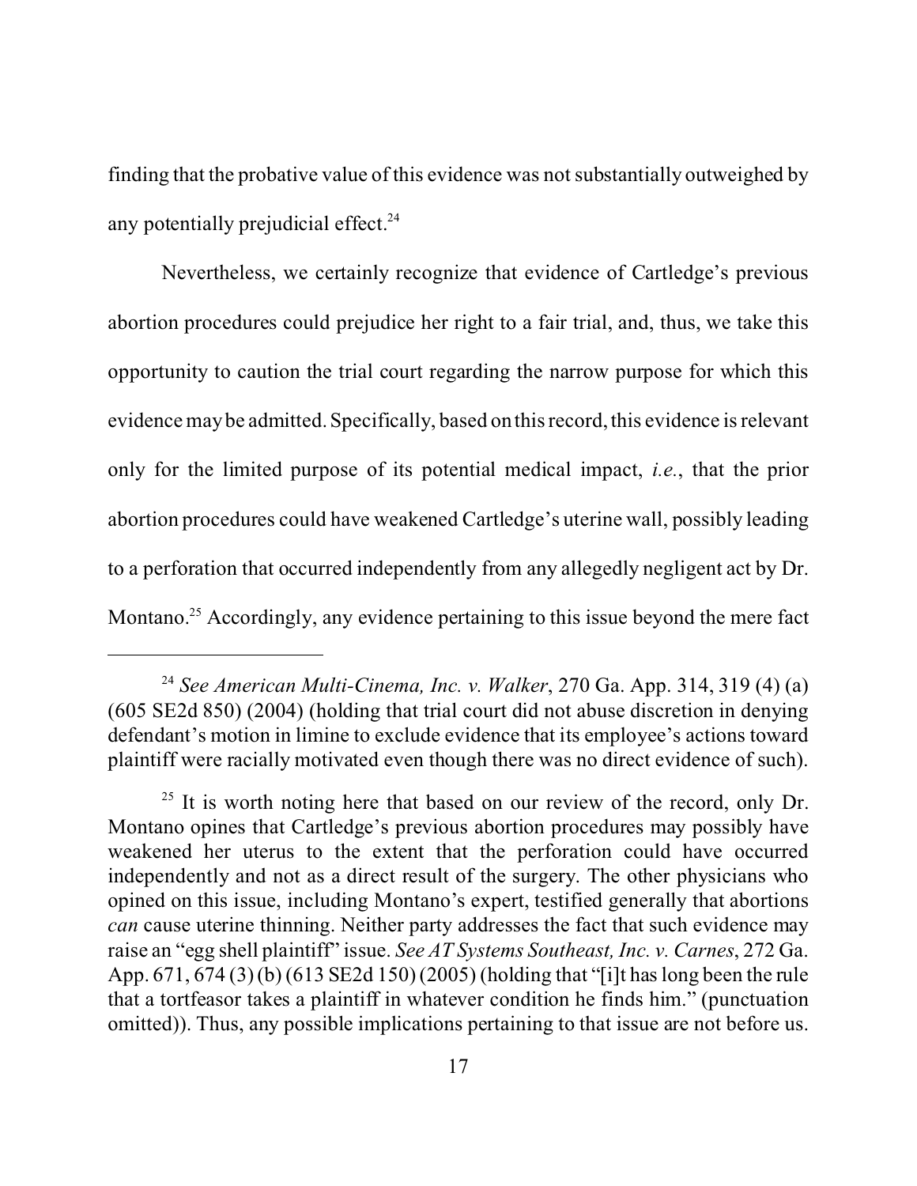finding that the probative value of this evidence was not substantially outweighed by any potentially prejudicial effect.[24]

Nevertheless, we certainly recognize that evidence of Cartledge's previous abortion procedures could prejudice her right to a fair trial, and, thus, we take this opportunity to caution the trial court regarding the narrow purpose for which this evidence may be admitted. Specifically, based on this record, this evidence is relevant only for the limited purpose of its potential medical impact, *i.e.*, that the prior abortion procedures could have weakened Cartledge's uterine wall, possibly leading to a perforation that occurred independently from any allegedly negligent act by Dr. Montano.[25] Accordingly, any evidence pertaining to this issue beyond the mere fact

---

[24] *See American Multi-Cinema, Inc. v. Walker*, 270 Ga. App. 314, 319 (4) (a) (605 SE2d 850) (2004) (holding that trial court did not abuse discretion in denying defendant's motion in limine to exclude evidence that its employee's actions toward plaintiff were racially motivated even though there was no direct evidence of such).

[25] It is worth noting here that based on our review of the record, only Dr. Montano opines that Cartledge's previous abortion procedures may possibly have weakened her uterus to the extent that the perforation could have occurred independently and not as a direct result of the surgery. The other physicians who opined on this issue, including Montano's expert, testified generally that abortions *can* cause uterine thinning. Neither party addresses the fact that such evidence may raise an "egg shell plaintiff" issue. *See AT Systems Southeast, Inc. v. Carnes*, 272 Ga. App. 671, 674 (3) (b) (613 SE2d 150) (2005) (holding that "[i]t has long been the rule that a tortfeasor takes a plaintiff in whatever condition he finds him." (punctuation omitted)). Thus, any possible implications pertaining to that issue are not before us.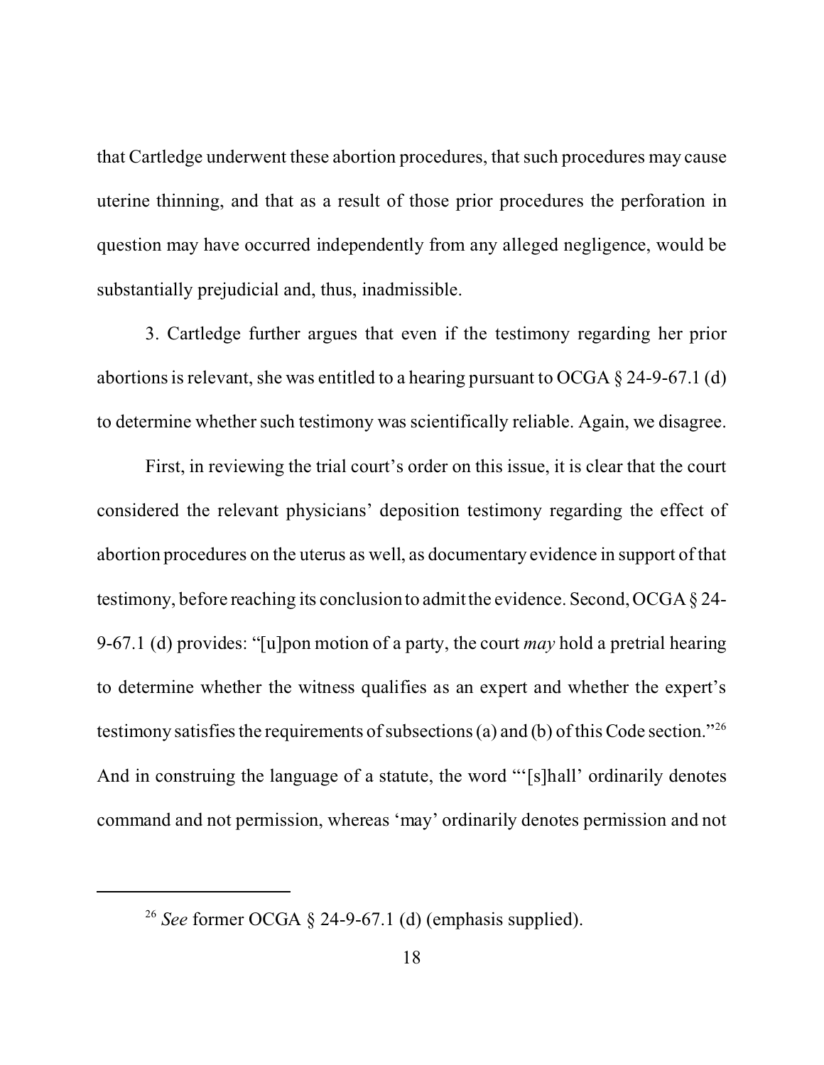that Cartledge underwent these abortion procedures, that such procedures may cause uterine thinning, and that as a result of those prior procedures the perforation in question may have occurred independently from any alleged negligence, would be substantially prejudicial and, thus, inadmissible.

3. Cartledge further argues that even if the testimony regarding her prior abortions is relevant, she was entitled to a hearing pursuant to OCGA § 24-9-67.1 (d) to determine whether such testimony was scientifically reliable. Again, we disagree.

First, in reviewing the trial court's order on this issue, it is clear that the court considered the relevant physicians' deposition testimony regarding the effect of abortion procedures on the uterus as well, as documentary evidence in support of that testimony, before reaching its conclusion to admit the evidence. Second, OCGA § 24-9-67.1 (d) provides: "[u]pon motion of a party, the court *may* hold a pretrial hearing to determine whether the witness qualifies as an expert and whether the expert's testimony satisfies the requirements of subsections (a) and (b) of this Code section."[26] And in construing the language of a statute, the word "'[s]hall' ordinarily denotes command and not permission, whereas 'may' ordinarily denotes permission and not

---

[26] *See* former OCGA § 24-9-67.1 (d) (emphasis supplied).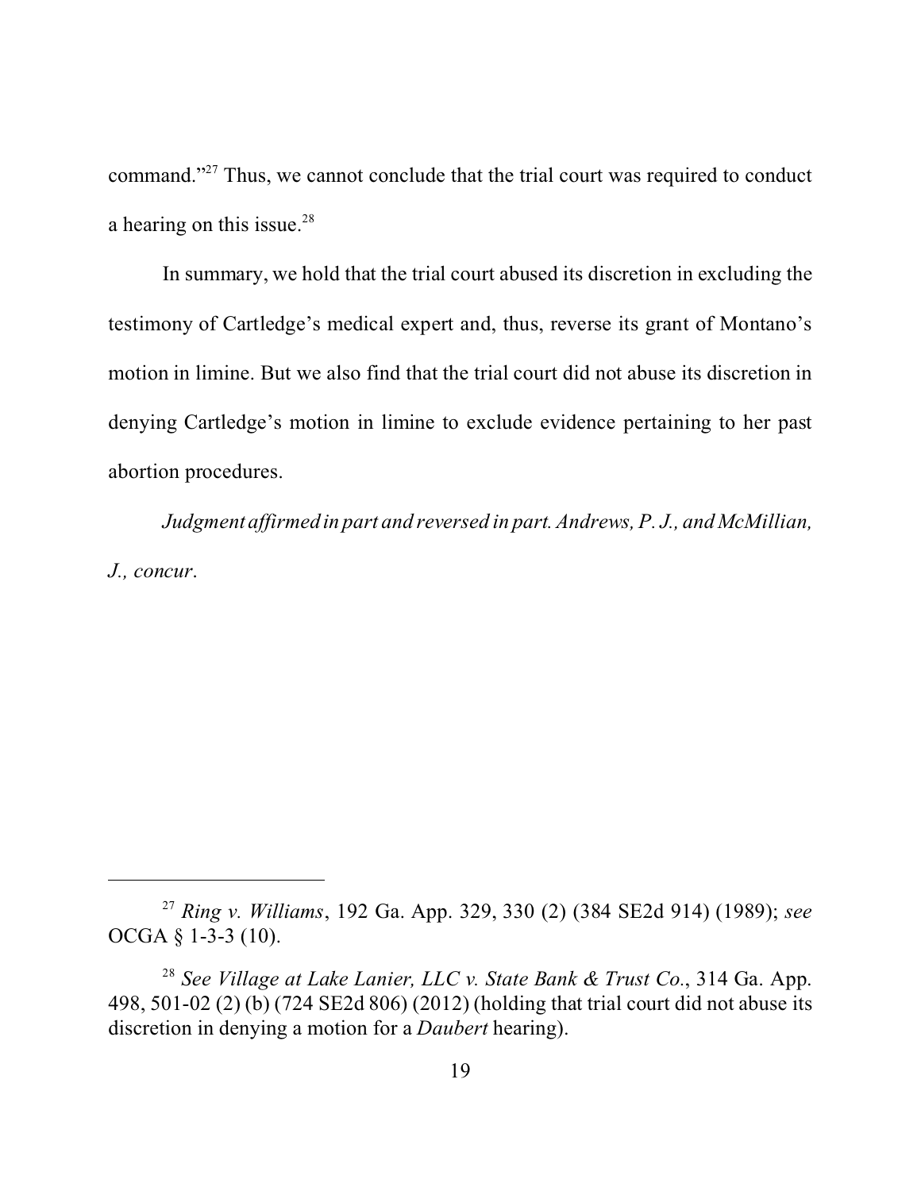command."[27] Thus, we cannot conclude that the trial court was required to conduct a hearing on this issue.[28]

In summary, we hold that the trial court abused its discretion in excluding the testimony of Cartledge's medical expert and, thus, reverse its grant of Montano's motion in limine. But we also find that the trial court did not abuse its discretion in denying Cartledge's motion in limine to exclude evidence pertaining to her past abortion procedures.

*Judgment affirmed in part and reversed in part. Andrews, P. J., and McMillian, J., concur.*

---

[27] *Ring v. Williams*, 192 Ga. App. 329, 330 (2) (384 SE2d 914) (1989); *see* OCGA § 1-3-3 (10).

[28] *See Village at Lake Lanier, LLC v. State Bank & Trust Co.*, 314 Ga. App. 498, 501-02 (2) (b) (724 SE2d 806) (2012) (holding that trial court did not abuse its discretion in denying a motion for a *Daubert* hearing).